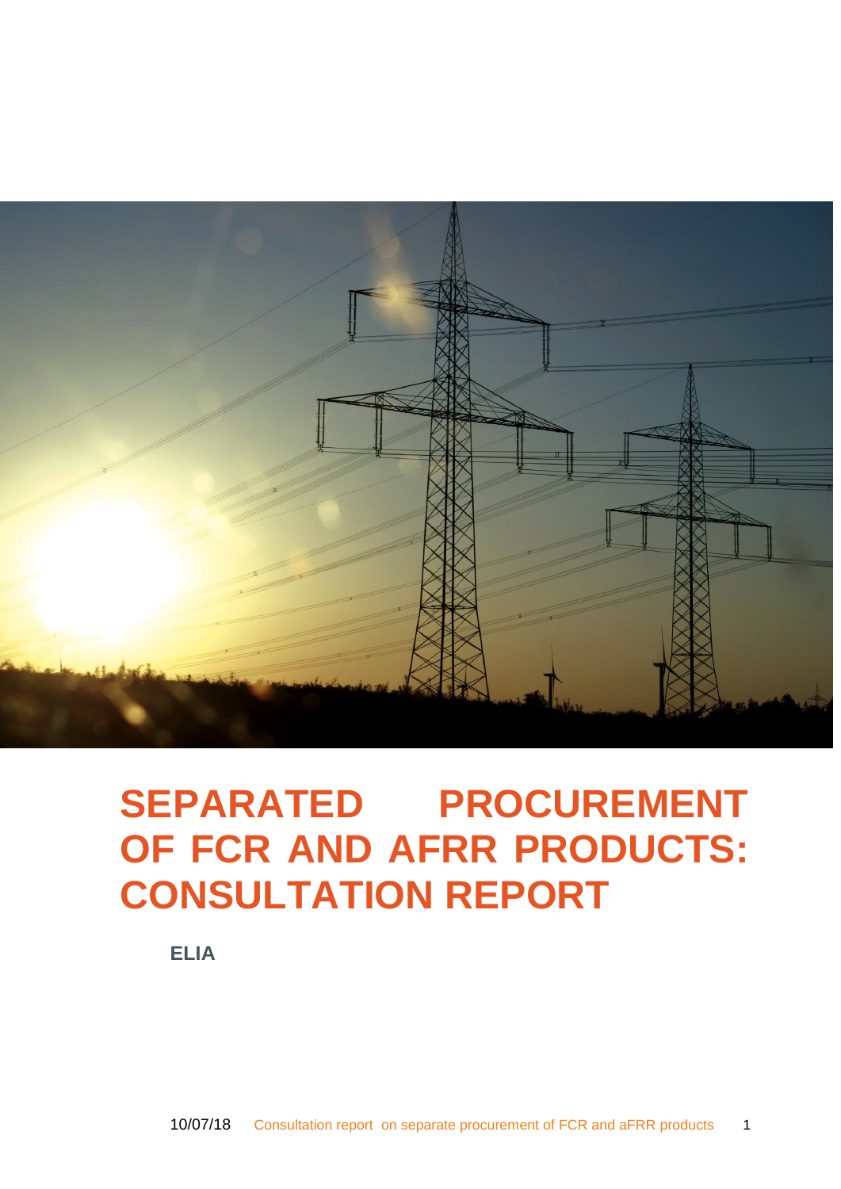# SEPARATED PROCUREMENT OF FCR AND AFRR PRODUCTS: CONSULTATION REPORT

**ELIA**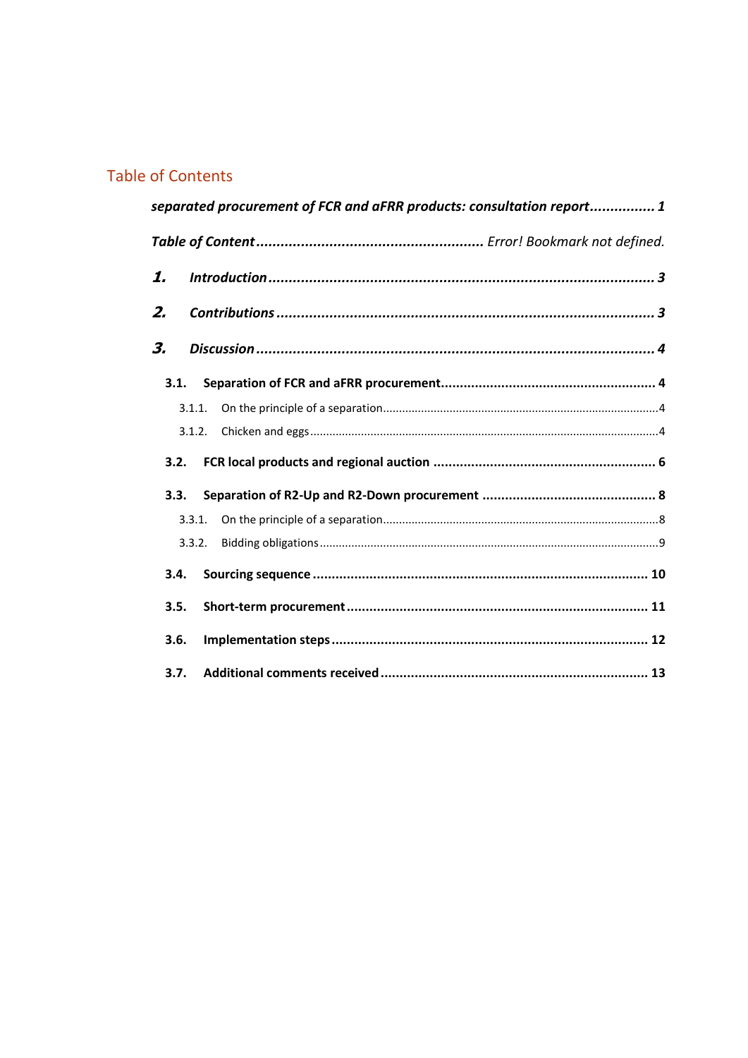## Table of Contents

*separated procurement of FCR and aFRR products: consultation report* ................ *1*

*Table of Content* ........................................................ *Error! Bookmark not defined.*

*1. Introduction* ............................................................................................. *3*

*2. Contributions* ............................................................................................ *3*

*3. Discussion* ................................................................................................. *4*

**3.1. Separation of FCR and aFRR procurement** ......................................................... **4**

3.1.1. On the principle of a separation ..................................................................................... 4

3.1.2. Chicken and eggs ........................................................................................................... 4

**3.2. FCR local products and regional auction** ........................................................... **6**

**3.3. Separation of R2-Up and R2-Down procurement** ............................................. **8**

3.3.1. On the principle of a separation ..................................................................................... 8

3.3.2. Bidding obligations ......................................................................................................... 9

**3.4. Sourcing sequence** ........................................................................................ **10**

**3.5. Short-term procurement** ............................................................................... **11**

**3.6. Implementation steps** .................................................................................... **12**

**3.7. Additional comments received** ...................................................................... **13**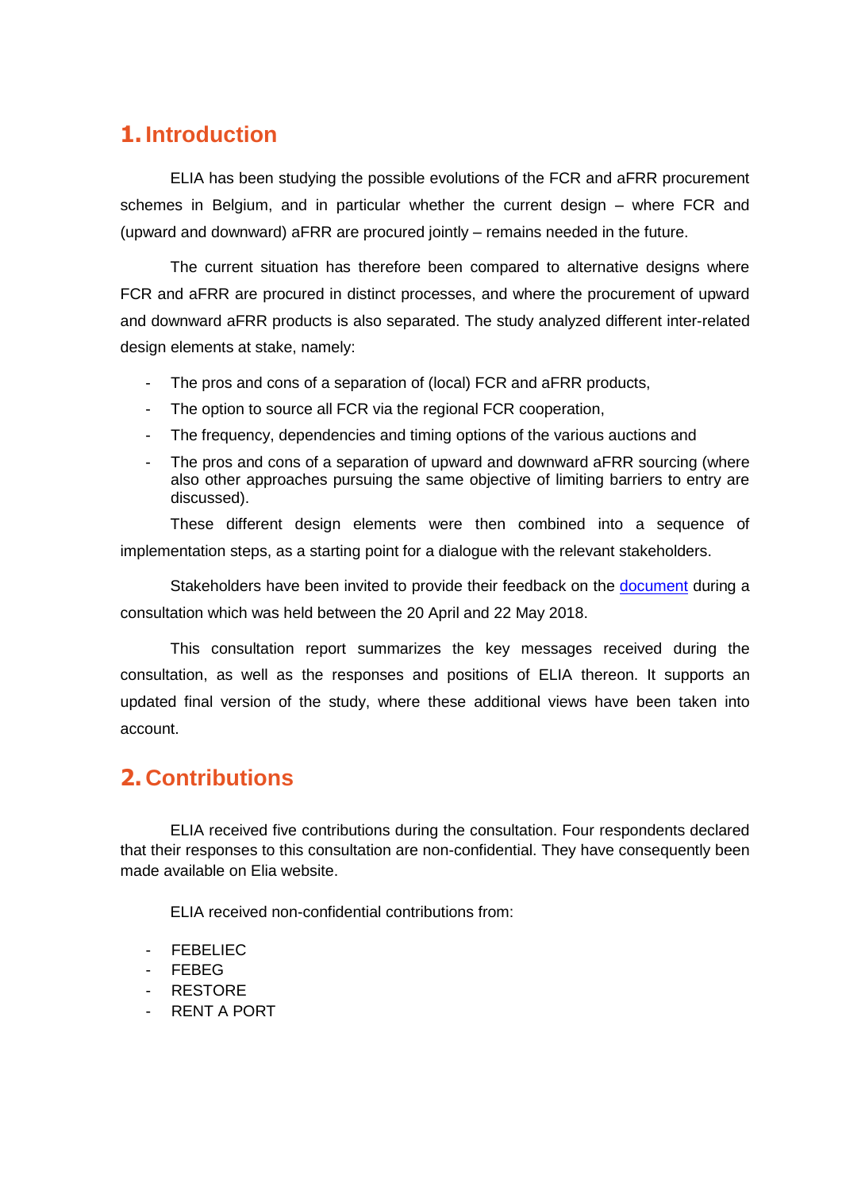# 1. Introduction

ELIA has been studying the possible evolutions of the FCR and aFRR procurement schemes in Belgium, and in particular whether the current design – where FCR and (upward and downward) aFRR are procured jointly – remains needed in the future.

The current situation has therefore been compared to alternative designs where FCR and aFRR are procured in distinct processes, and where the procurement of upward and downward aFRR products is also separated. The study analyzed different inter-related design elements at stake, namely:

- The pros and cons of a separation of (local) FCR and aFRR products,
- The option to source all FCR via the regional FCR cooperation,
- The frequency, dependencies and timing options of the various auctions and
- The pros and cons of a separation of upward and downward aFRR sourcing (where also other approaches pursuing the same objective of limiting barriers to entry are discussed).

These different design elements were then combined into a sequence of implementation steps, as a starting point for a dialogue with the relevant stakeholders.

Stakeholders have been invited to provide their feedback on the document during a consultation which was held between the 20 April and 22 May 2018.

This consultation report summarizes the key messages received during the consultation, as well as the responses and positions of ELIA thereon. It supports an updated final version of the study, where these additional views have been taken into account.

# 2. Contributions

ELIA received five contributions during the consultation. Four respondents declared that their responses to this consultation are non-confidential. They have consequently been made available on Elia website.

ELIA received non-confidential contributions from:

- FEBELIEC
- FEBEG
- RESTORE
- RENT A PORT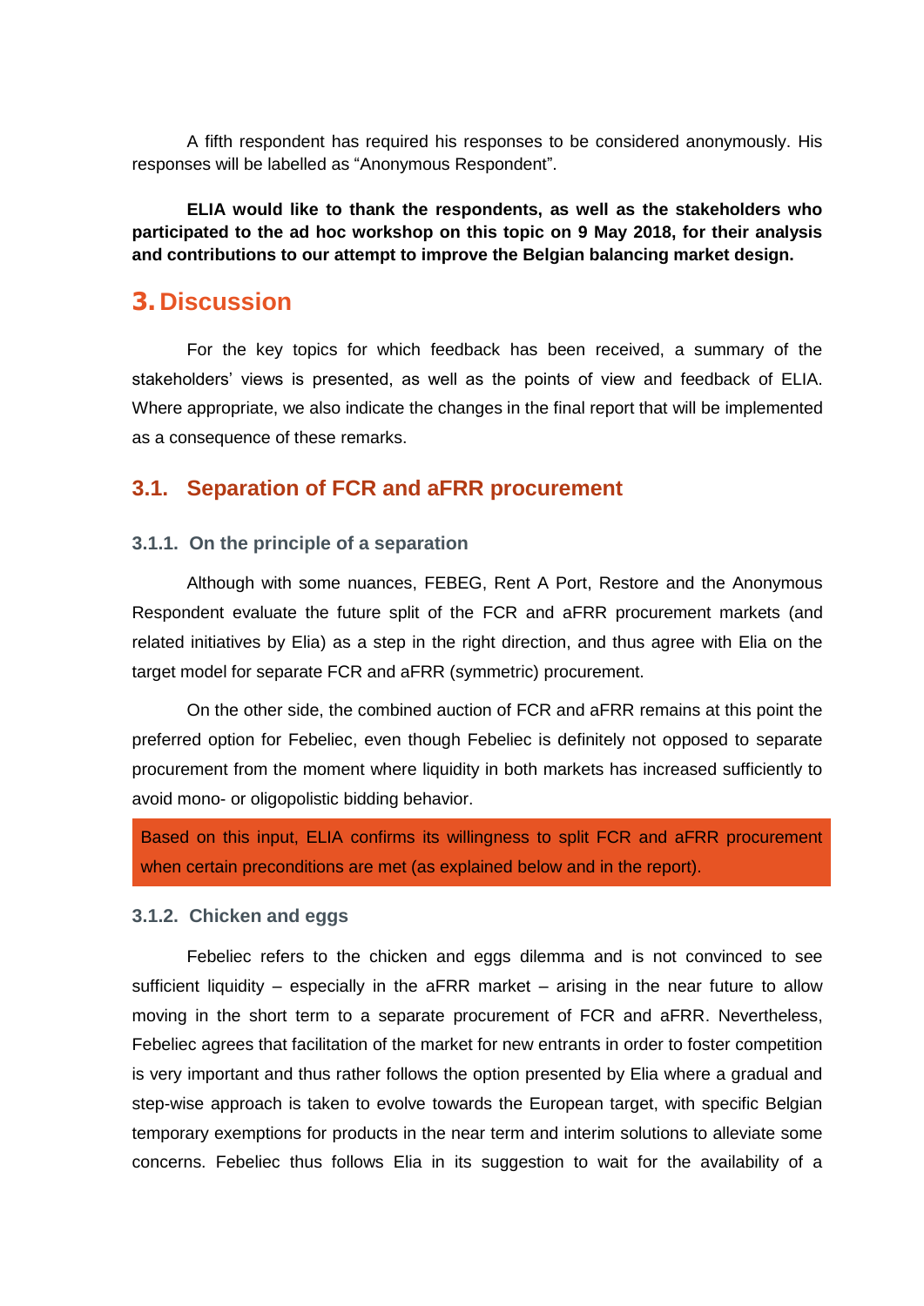A fifth respondent has required his responses to be considered anonymously. His responses will be labelled as “Anonymous Respondent”.

**ELIA would like to thank the respondents, as well as the stakeholders who participated to the ad hoc workshop on this topic on 9 May 2018, for their analysis and contributions to our attempt to improve the Belgian balancing market design.**

# 3. Discussion

For the key topics for which feedback has been received, a summary of the stakeholders’ views is presented, as well as the points of view and feedback of ELIA. Where appropriate, we also indicate the changes in the final report that will be implemented as a consequence of these remarks.

## 3.1. Separation of FCR and aFRR procurement

### 3.1.1. On the principle of a separation

Although with some nuances, FEBEG, Rent A Port, Restore and the Anonymous Respondent evaluate the future split of the FCR and aFRR procurement markets (and related initiatives by Elia) as a step in the right direction, and thus agree with Elia on the target model for separate FCR and aFRR (symmetric) procurement.

On the other side, the combined auction of FCR and aFRR remains at this point the preferred option for Febeliec, even though Febeliec is definitely not opposed to separate procurement from the moment where liquidity in both markets has increased sufficiently to avoid mono- or oligopolistic bidding behavior.

Based on this input, ELIA confirms its willingness to split FCR and aFRR procurement when certain preconditions are met (as explained below and in the report).

### 3.1.2. Chicken and eggs

Febeliec refers to the chicken and eggs dilemma and is not convinced to see sufficient liquidity – especially in the aFRR market – arising in the near future to allow moving in the short term to a separate procurement of FCR and aFRR. Nevertheless, Febeliec agrees that facilitation of the market for new entrants in order to foster competition is very important and thus rather follows the option presented by Elia where a gradual and step-wise approach is taken to evolve towards the European target, with specific Belgian temporary exemptions for products in the near term and interim solutions to alleviate some concerns. Febeliec thus follows Elia in its suggestion to wait for the availability of a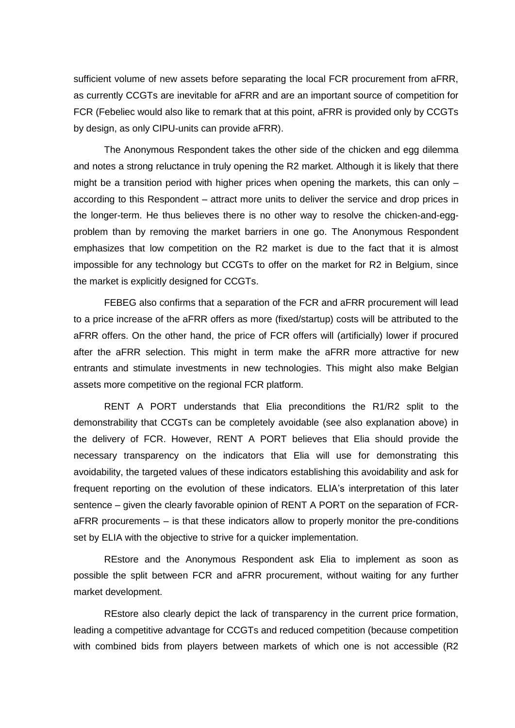sufficient volume of new assets before separating the local FCR procurement from aFRR, as currently CCGTs are inevitable for aFRR and are an important source of competition for FCR (Febeliec would also like to remark that at this point, aFRR is provided only by CCGTs by design, as only CIPU-units can provide aFRR).

The Anonymous Respondent takes the other side of the chicken and egg dilemma and notes a strong reluctance in truly opening the R2 market. Although it is likely that there might be a transition period with higher prices when opening the markets, this can only – according to this Respondent – attract more units to deliver the service and drop prices in the longer-term. He thus believes there is no other way to resolve the chicken-and-egg-problem than by removing the market barriers in one go. The Anonymous Respondent emphasizes that low competition on the R2 market is due to the fact that it is almost impossible for any technology but CCGTs to offer on the market for R2 in Belgium, since the market is explicitly designed for CCGTs.

FEBEG also confirms that a separation of the FCR and aFRR procurement will lead to a price increase of the aFRR offers as more (fixed/startup) costs will be attributed to the aFRR offers. On the other hand, the price of FCR offers will (artificially) lower if procured after the aFRR selection. This might in term make the aFRR more attractive for new entrants and stimulate investments in new technologies. This might also make Belgian assets more competitive on the regional FCR platform.

RENT A PORT understands that Elia preconditions the R1/R2 split to the demonstrability that CCGTs can be completely avoidable (see also explanation above) in the delivery of FCR. However, RENT A PORT believes that Elia should provide the necessary transparency on the indicators that Elia will use for demonstrating this avoidability, the targeted values of these indicators establishing this avoidability and ask for frequent reporting on the evolution of these indicators. ELIA's interpretation of this later sentence – given the clearly favorable opinion of RENT A PORT on the separation of FCR-aFRR procurements – is that these indicators allow to properly monitor the pre-conditions set by ELIA with the objective to strive for a quicker implementation.

REstore and the Anonymous Respondent ask Elia to implement as soon as possible the split between FCR and aFRR procurement, without waiting for any further market development.

REstore also clearly depict the lack of transparency in the current price formation, leading a competitive advantage for CCGTs and reduced competition (because competition with combined bids from players between markets of which one is not accessible (R2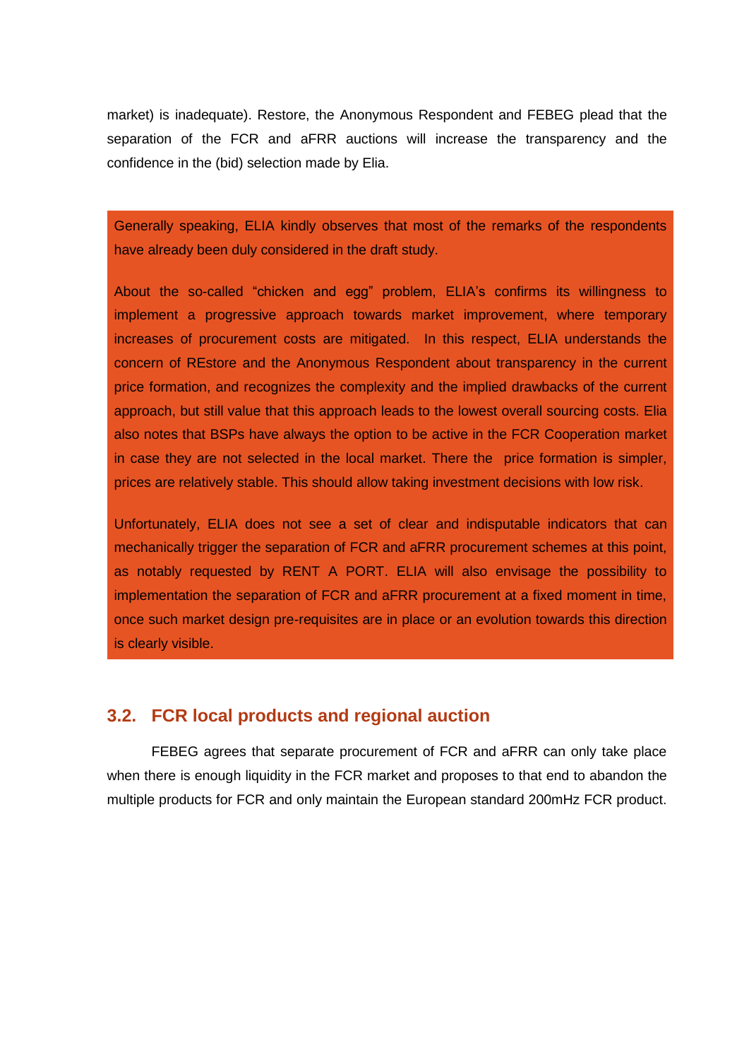market) is inadequate). Restore, the Anonymous Respondent and FEBEG plead that the separation of the FCR and aFRR auctions will increase the transparency and the confidence in the (bid) selection made by Elia.

Generally speaking, ELIA kindly observes that most of the remarks of the respondents have already been duly considered in the draft study.

About the so-called "chicken and egg" problem, ELIA's confirms its willingness to implement a progressive approach towards market improvement, where temporary increases of procurement costs are mitigated. In this respect, ELIA understands the concern of REstore and the Anonymous Respondent about transparency in the current price formation, and recognizes the complexity and the implied drawbacks of the current approach, but still value that this approach leads to the lowest overall sourcing costs. Elia also notes that BSPs have always the option to be active in the FCR Cooperation market in case they are not selected in the local market. There the price formation is simpler, prices are relatively stable. This should allow taking investment decisions with low risk.

Unfortunately, ELIA does not see a set of clear and indisputable indicators that can mechanically trigger the separation of FCR and aFRR procurement schemes at this point, as notably requested by RENT A PORT. ELIA will also envisage the possibility to implementation the separation of FCR and aFRR procurement at a fixed moment in time, once such market design pre-requisites are in place or an evolution towards this direction is clearly visible.

## 3.2. FCR local products and regional auction

FEBEG agrees that separate procurement of FCR and aFRR can only take place when there is enough liquidity in the FCR market and proposes to that end to abandon the multiple products for FCR and only maintain the European standard 200mHz FCR product.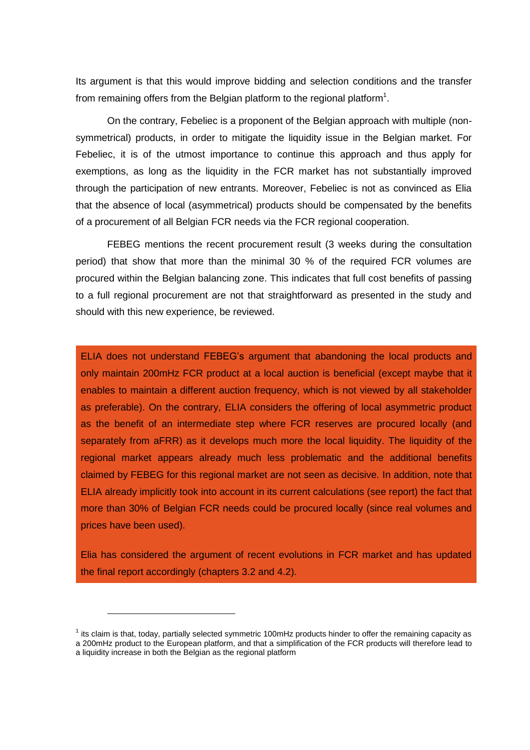Its argument is that this would improve bidding and selection conditions and the transfer from remaining offers from the Belgian platform to the regional platform[1].

On the contrary, Febeliec is a proponent of the Belgian approach with multiple (non-symmetrical) products, in order to mitigate the liquidity issue in the Belgian market. For Febeliec, it is of the utmost importance to continue this approach and thus apply for exemptions, as long as the liquidity in the FCR market has not substantially improved through the participation of new entrants. Moreover, Febeliec is not as convinced as Elia that the absence of local (asymmetrical) products should be compensated by the benefits of a procurement of all Belgian FCR needs via the FCR regional cooperation.

FEBEG mentions the recent procurement result (3 weeks during the consultation period) that show that more than the minimal 30 % of the required FCR volumes are procured within the Belgian balancing zone. This indicates that full cost benefits of passing to a full regional procurement are not that straightforward as presented in the study and should with this new experience, be reviewed.

ELIA does not understand FEBEG's argument that abandoning the local products and only maintain 200mHz FCR product at a local auction is beneficial (except maybe that it enables to maintain a different auction frequency, which is not viewed by all stakeholder as preferable). On the contrary, ELIA considers the offering of local asymmetric product as the benefit of an intermediate step where FCR reserves are procured locally (and separately from aFRR) as it develops much more the local liquidity. The liquidity of the regional market appears already much less problematic and the additional benefits claimed by FEBEG for this regional market are not seen as decisive. In addition, note that ELIA already implicitly took into account in its current calculations (see report) the fact that more than 30% of Belgian FCR needs could be procured locally (since real volumes and prices have been used).

Elia has considered the argument of recent evolutions in FCR market and has updated the final report accordingly (chapters 3.2 and 4.2).

[1] its claim is that, today, partially selected symmetric 100mHz products hinder to offer the remaining capacity as a 200mHz product to the European platform, and that a simplification of the FCR products will therefore lead to a liquidity increase in both the Belgian as the regional platform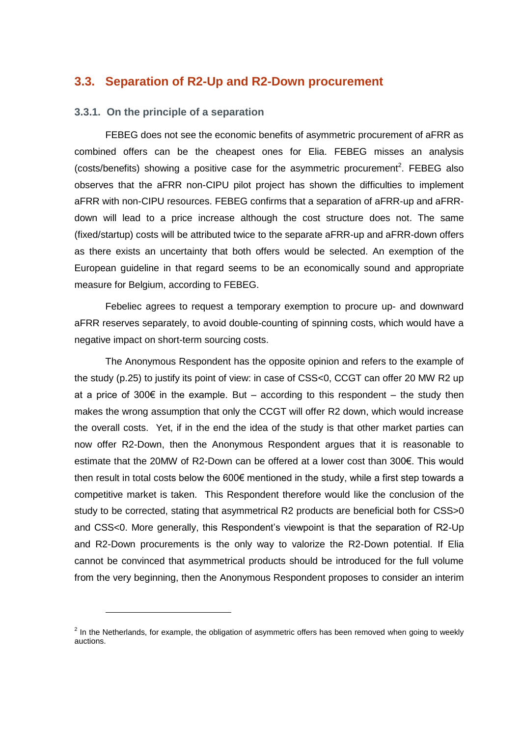## 3.3. Separation of R2-Up and R2-Down procurement

### 3.3.1. On the principle of a separation

FEBEG does not see the economic benefits of asymmetric procurement of aFRR as combined offers can be the cheapest ones for Elia. FEBEG misses an analysis (costs/benefits) showing a positive case for the asymmetric procurement[2]. FEBEG also observes that the aFRR non-CIPU pilot project has shown the difficulties to implement aFRR with non-CIPU resources. FEBEG confirms that a separation of aFRR-up and aFRR-down will lead to a price increase although the cost structure does not. The same (fixed/startup) costs will be attributed twice to the separate aFRR-up and aFRR-down offers as there exists an uncertainty that both offers would be selected. An exemption of the European guideline in that regard seems to be an economically sound and appropriate measure for Belgium, according to FEBEG.

Febeliec agrees to request a temporary exemption to procure up- and downward aFRR reserves separately, to avoid double-counting of spinning costs, which would have a negative impact on short-term sourcing costs.

The Anonymous Respondent has the opposite opinion and refers to the example of the study (p.25) to justify its point of view: in case of CSS<0, CCGT can offer 20 MW R2 up at a price of 300€ in the example. But – according to this respondent – the study then makes the wrong assumption that only the CCGT will offer R2 down, which would increase the overall costs. Yet, if in the end the idea of the study is that other market parties can now offer R2-Down, then the Anonymous Respondent argues that it is reasonable to estimate that the 20MW of R2-Down can be offered at a lower cost than 300€. This would then result in total costs below the 600€ mentioned in the study, while a first step towards a competitive market is taken. This Respondent therefore would like the conclusion of the study to be corrected, stating that asymmetrical R2 products are beneficial both for CSS>0 and CSS<0. More generally, this Respondent's viewpoint is that the separation of R2-Up and R2-Down procurements is the only way to valorize the R2-Down potential. If Elia cannot be convinced that asymmetrical products should be introduced for the full volume from the very beginning, then the Anonymous Respondent proposes to consider an interim

[2] In the Netherlands, for example, the obligation of asymmetric offers has been removed when going to weekly auctions.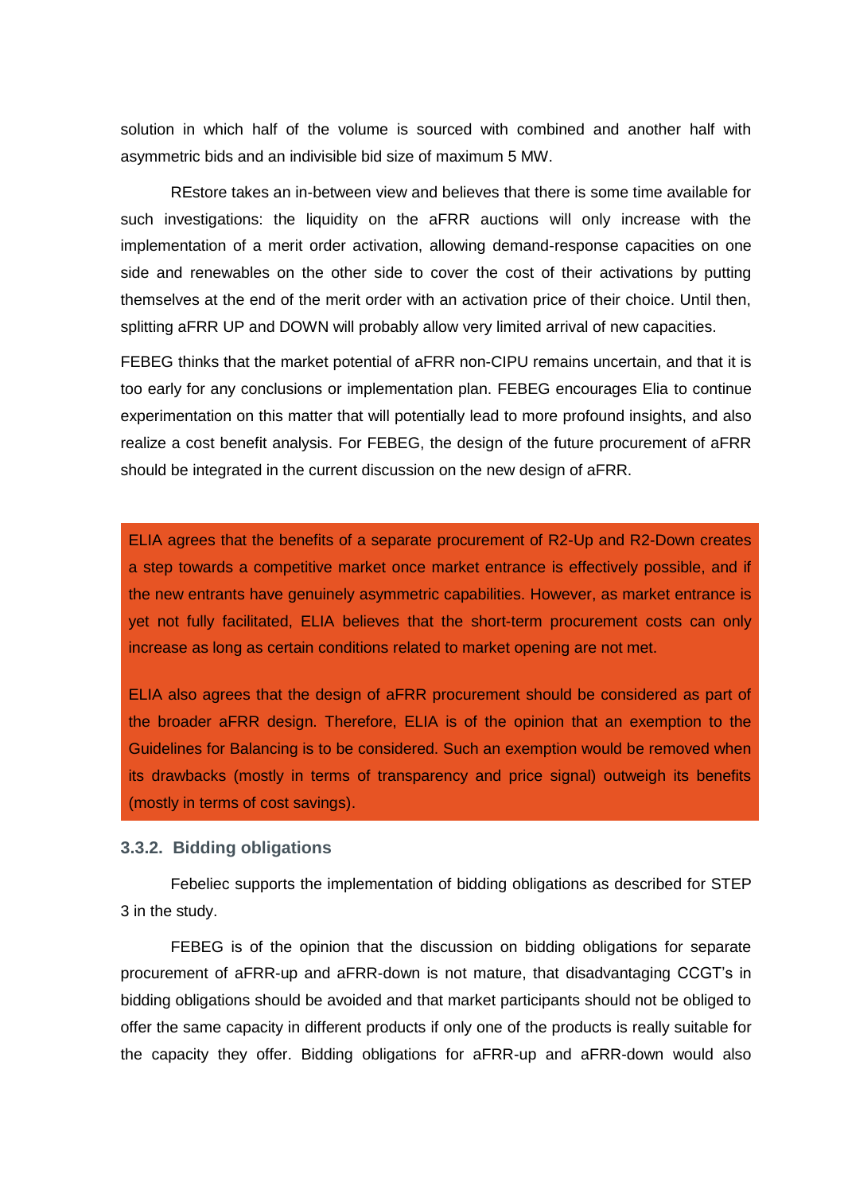solution in which half of the volume is sourced with combined and another half with asymmetric bids and an indivisible bid size of maximum 5 MW.

REstore takes an in-between view and believes that there is some time available for such investigations: the liquidity on the aFRR auctions will only increase with the implementation of a merit order activation, allowing demand-response capacities on one side and renewables on the other side to cover the cost of their activations by putting themselves at the end of the merit order with an activation price of their choice. Until then, splitting aFRR UP and DOWN will probably allow very limited arrival of new capacities.

FEBEG thinks that the market potential of aFRR non-CIPU remains uncertain, and that it is too early for any conclusions or implementation plan. FEBEG encourages Elia to continue experimentation on this matter that will potentially lead to more profound insights, and also realize a cost benefit analysis. For FEBEG, the design of the future procurement of aFRR should be integrated in the current discussion on the new design of aFRR.

ELIA agrees that the benefits of a separate procurement of R2-Up and R2-Down creates a step towards a competitive market once market entrance is effectively possible, and if the new entrants have genuinely asymmetric capabilities. However, as market entrance is yet not fully facilitated, ELIA believes that the short-term procurement costs can only increase as long as certain conditions related to market opening are not met.

ELIA also agrees that the design of aFRR procurement should be considered as part of the broader aFRR design. Therefore, ELIA is of the opinion that an exemption to the Guidelines for Balancing is to be considered. Such an exemption would be removed when its drawbacks (mostly in terms of transparency and price signal) outweigh its benefits (mostly in terms of cost savings).

### 3.3.2. Bidding obligations

Febeliec supports the implementation of bidding obligations as described for STEP 3 in the study.

FEBEG is of the opinion that the discussion on bidding obligations for separate procurement of aFRR-up and aFRR-down is not mature, that disadvantaging CCGT's in bidding obligations should be avoided and that market participants should not be obliged to offer the same capacity in different products if only one of the products is really suitable for the capacity they offer. Bidding obligations for aFRR-up and aFRR-down would also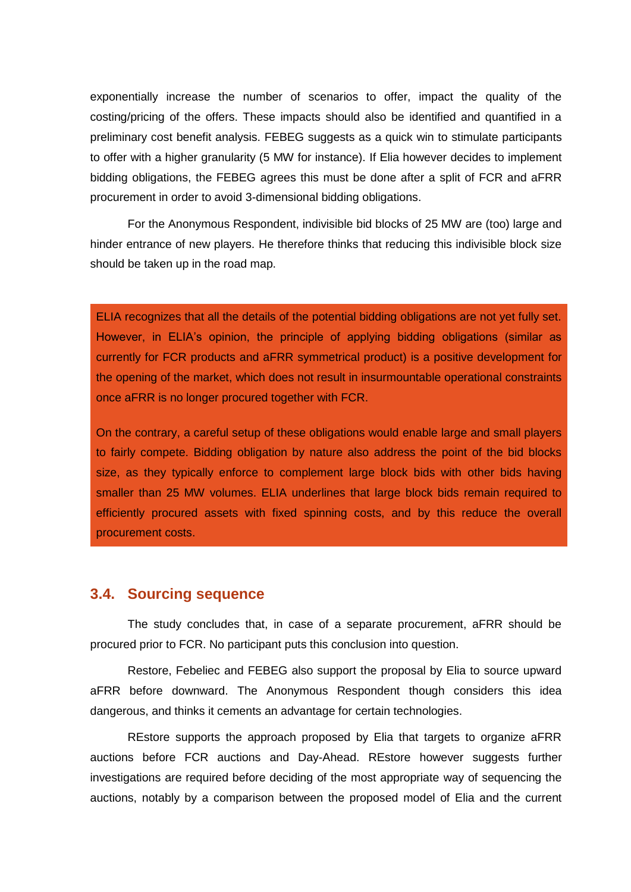exponentially increase the number of scenarios to offer, impact the quality of the costing/pricing of the offers. These impacts should also be identified and quantified in a preliminary cost benefit analysis. FEBEG suggests as a quick win to stimulate participants to offer with a higher granularity (5 MW for instance). If Elia however decides to implement bidding obligations, the FEBEG agrees this must be done after a split of FCR and aFRR procurement in order to avoid 3-dimensional bidding obligations.

For the Anonymous Respondent, indivisible bid blocks of 25 MW are (too) large and hinder entrance of new players. He therefore thinks that reducing this indivisible block size should be taken up in the road map.

ELIA recognizes that all the details of the potential bidding obligations are not yet fully set. However, in ELIA's opinion, the principle of applying bidding obligations (similar as currently for FCR products and aFRR symmetrical product) is a positive development for the opening of the market, which does not result in insurmountable operational constraints once aFRR is no longer procured together with FCR.

On the contrary, a careful setup of these obligations would enable large and small players to fairly compete. Bidding obligation by nature also address the point of the bid blocks size, as they typically enforce to complement large block bids with other bids having smaller than 25 MW volumes. ELIA underlines that large block bids remain required to efficiently procured assets with fixed spinning costs, and by this reduce the overall procurement costs.

## 3.4. Sourcing sequence

The study concludes that, in case of a separate procurement, aFRR should be procured prior to FCR. No participant puts this conclusion into question.

Restore, Febeliec and FEBEG also support the proposal by Elia to source upward aFRR before downward. The Anonymous Respondent though considers this idea dangerous, and thinks it cements an advantage for certain technologies.

REstore supports the approach proposed by Elia that targets to organize aFRR auctions before FCR auctions and Day-Ahead. REstore however suggests further investigations are required before deciding of the most appropriate way of sequencing the auctions, notably by a comparison between the proposed model of Elia and the current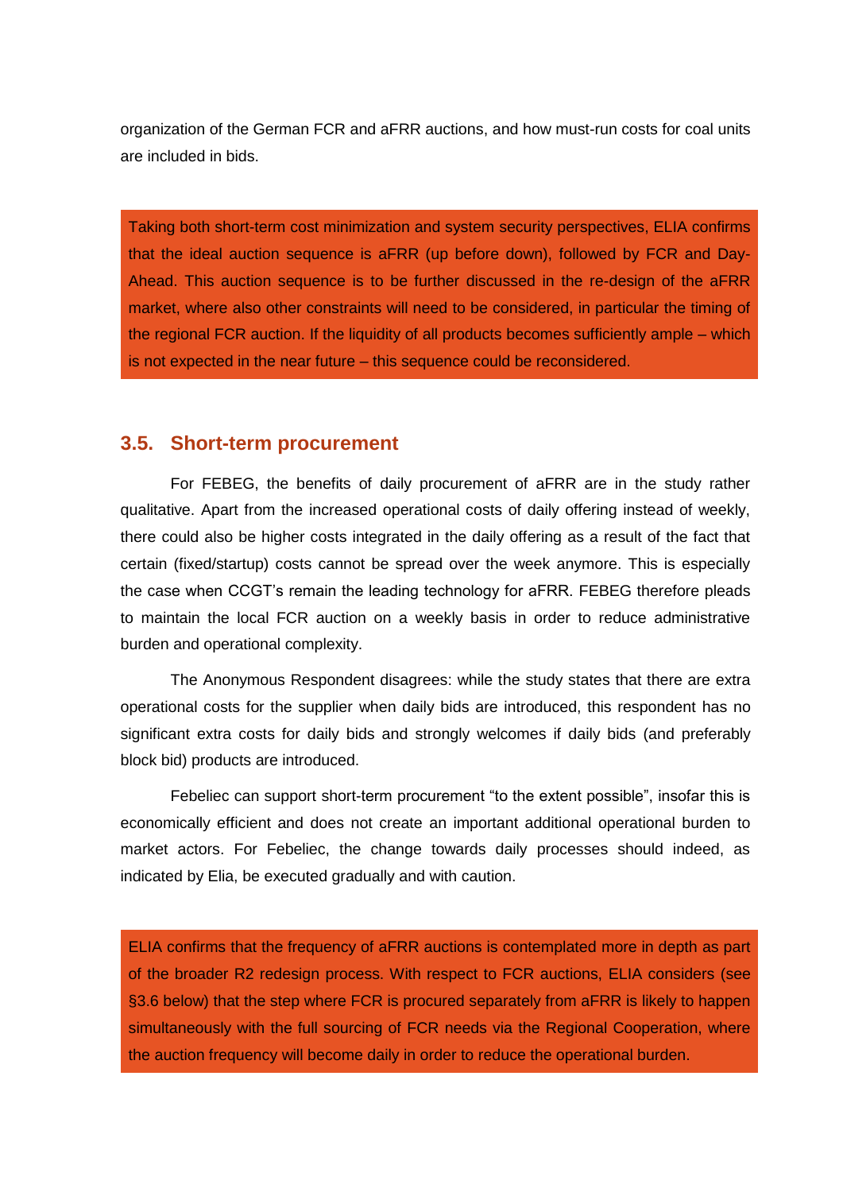organization of the German FCR and aFRR auctions, and how must-run costs for coal units are included in bids.

> Taking both short-term cost minimization and system security perspectives, ELIA confirms that the ideal auction sequence is aFRR (up before down), followed by FCR and Day-Ahead. This auction sequence is to be further discussed in the re-design of the aFRR market, where also other constraints will need to be considered, in particular the timing of the regional FCR auction. If the liquidity of all products becomes sufficiently ample – which is not expected in the near future – this sequence could be reconsidered.

## 3.5. Short-term procurement

For FEBEG, the benefits of daily procurement of aFRR are in the study rather qualitative. Apart from the increased operational costs of daily offering instead of weekly, there could also be higher costs integrated in the daily offering as a result of the fact that certain (fixed/startup) costs cannot be spread over the week anymore. This is especially the case when CCGT's remain the leading technology for aFRR. FEBEG therefore pleads to maintain the local FCR auction on a weekly basis in order to reduce administrative burden and operational complexity.

The Anonymous Respondent disagrees: while the study states that there are extra operational costs for the supplier when daily bids are introduced, this respondent has no significant extra costs for daily bids and strongly welcomes if daily bids (and preferably block bid) products are introduced.

Febeliec can support short-term procurement "to the extent possible", insofar this is economically efficient and does not create an important additional operational burden to market actors. For Febeliec, the change towards daily processes should indeed, as indicated by Elia, be executed gradually and with caution.

> ELIA confirms that the frequency of aFRR auctions is contemplated more in depth as part of the broader R2 redesign process. With respect to FCR auctions, ELIA considers (see §3.6 below) that the step where FCR is procured separately from aFRR is likely to happen simultaneously with the full sourcing of FCR needs via the Regional Cooperation, where the auction frequency will become daily in order to reduce the operational burden.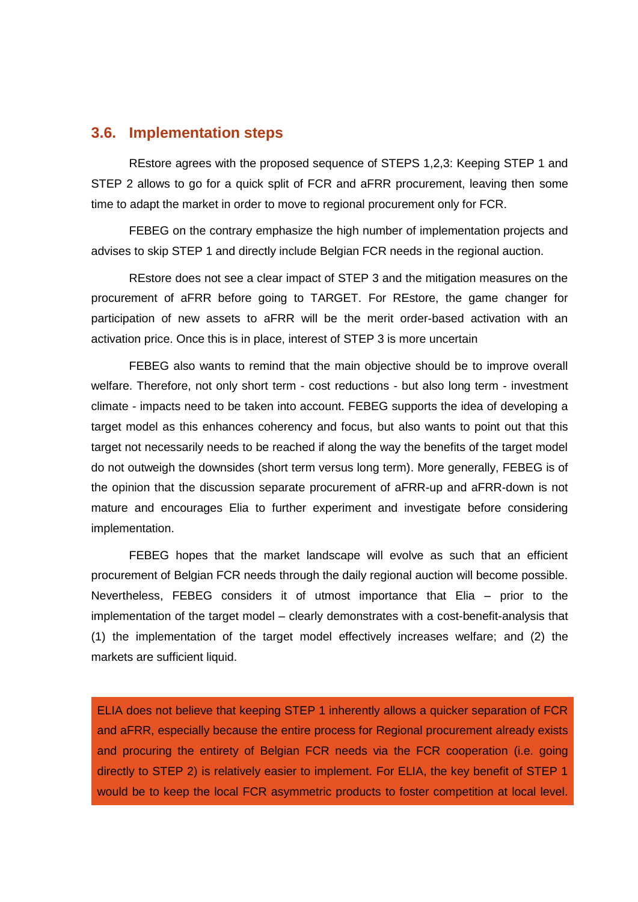## 3.6. Implementation steps

REstore agrees with the proposed sequence of STEPS 1,2,3: Keeping STEP 1 and STEP 2 allows to go for a quick split of FCR and aFRR procurement, leaving then some time to adapt the market in order to move to regional procurement only for FCR.

FEBEG on the contrary emphasize the high number of implementation projects and advises to skip STEP 1 and directly include Belgian FCR needs in the regional auction.

REstore does not see a clear impact of STEP 3 and the mitigation measures on the procurement of aFRR before going to TARGET. For REstore, the game changer for participation of new assets to aFRR will be the merit order-based activation with an activation price. Once this is in place, interest of STEP 3 is more uncertain

FEBEG also wants to remind that the main objective should be to improve overall welfare. Therefore, not only short term - cost reductions - but also long term - investment climate - impacts need to be taken into account. FEBEG supports the idea of developing a target model as this enhances coherency and focus, but also wants to point out that this target not necessarily needs to be reached if along the way the benefits of the target model do not outweigh the downsides (short term versus long term). More generally, FEBEG is of the opinion that the discussion separate procurement of aFRR-up and aFRR-down is not mature and encourages Elia to further experiment and investigate before considering implementation.

FEBEG hopes that the market landscape will evolve as such that an efficient procurement of Belgian FCR needs through the daily regional auction will become possible. Nevertheless, FEBEG considers it of utmost importance that Elia – prior to the implementation of the target model – clearly demonstrates with a cost-benefit-analysis that (1) the implementation of the target model effectively increases welfare; and (2) the markets are sufficient liquid.

ELIA does not believe that keeping STEP 1 inherently allows a quicker separation of FCR and aFRR, especially because the entire process for Regional procurement already exists and procuring the entirety of Belgian FCR needs via the FCR cooperation (i.e. going directly to STEP 2) is relatively easier to implement. For ELIA, the key benefit of STEP 1 would be to keep the local FCR asymmetric products to foster competition at local level.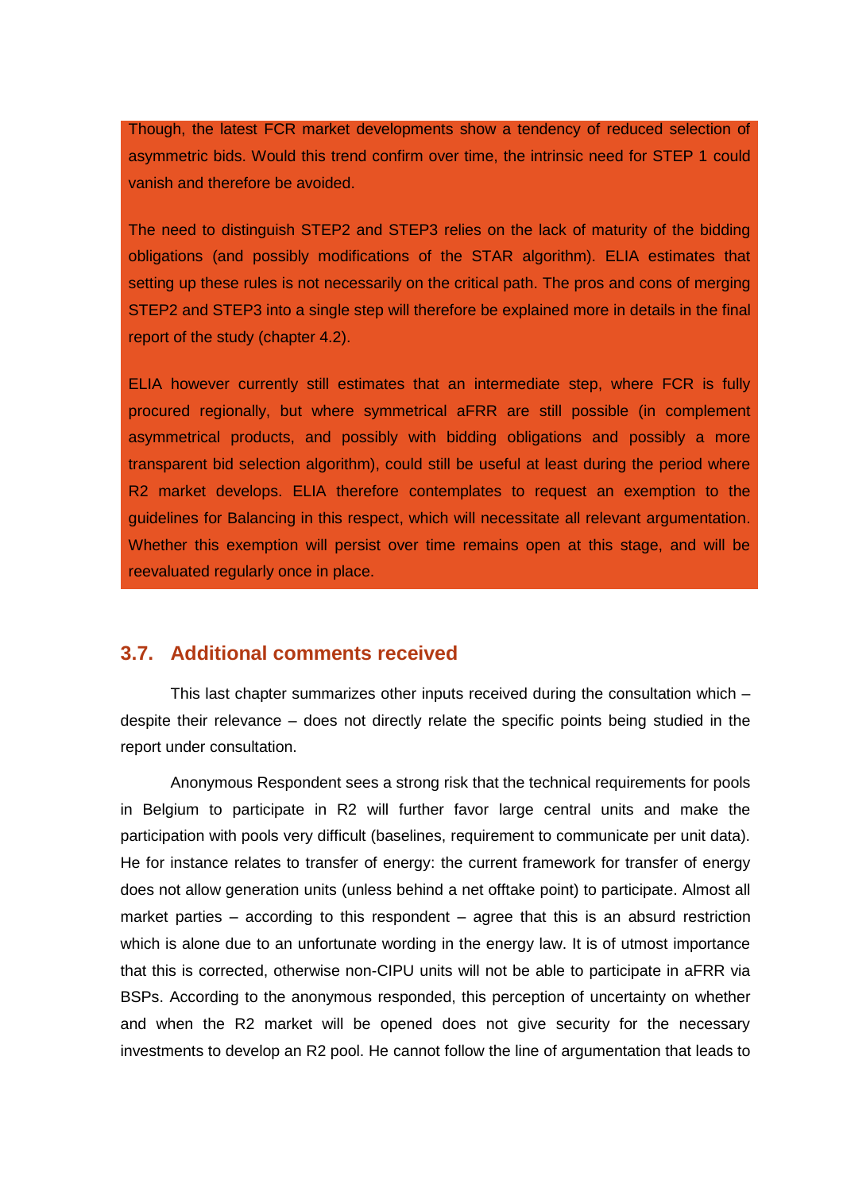Though, the latest FCR market developments show a tendency of reduced selection of asymmetric bids. Would this trend confirm over time, the intrinsic need for STEP 1 could vanish and therefore be avoided.

The need to distinguish STEP2 and STEP3 relies on the lack of maturity of the bidding obligations (and possibly modifications of the STAR algorithm). ELIA estimates that setting up these rules is not necessarily on the critical path. The pros and cons of merging STEP2 and STEP3 into a single step will therefore be explained more in details in the final report of the study (chapter 4.2).

ELIA however currently still estimates that an intermediate step, where FCR is fully procured regionally, but where symmetrical aFRR are still possible (in complement asymmetrical products, and possibly with bidding obligations and possibly a more transparent bid selection algorithm), could still be useful at least during the period where R2 market develops. ELIA therefore contemplates to request an exemption to the guidelines for Balancing in this respect, which will necessitate all relevant argumentation. Whether this exemption will persist over time remains open at this stage, and will be reevaluated regularly once in place.

## 3.7. Additional comments received

This last chapter summarizes other inputs received during the consultation which – despite their relevance – does not directly relate the specific points being studied in the report under consultation.

Anonymous Respondent sees a strong risk that the technical requirements for pools in Belgium to participate in R2 will further favor large central units and make the participation with pools very difficult (baselines, requirement to communicate per unit data). He for instance relates to transfer of energy: the current framework for transfer of energy does not allow generation units (unless behind a net offtake point) to participate. Almost all market parties – according to this respondent – agree that this is an absurd restriction which is alone due to an unfortunate wording in the energy law. It is of utmost importance that this is corrected, otherwise non-CIPU units will not be able to participate in aFRR via BSPs. According to the anonymous responded, this perception of uncertainty on whether and when the R2 market will be opened does not give security for the necessary investments to develop an R2 pool. He cannot follow the line of argumentation that leads to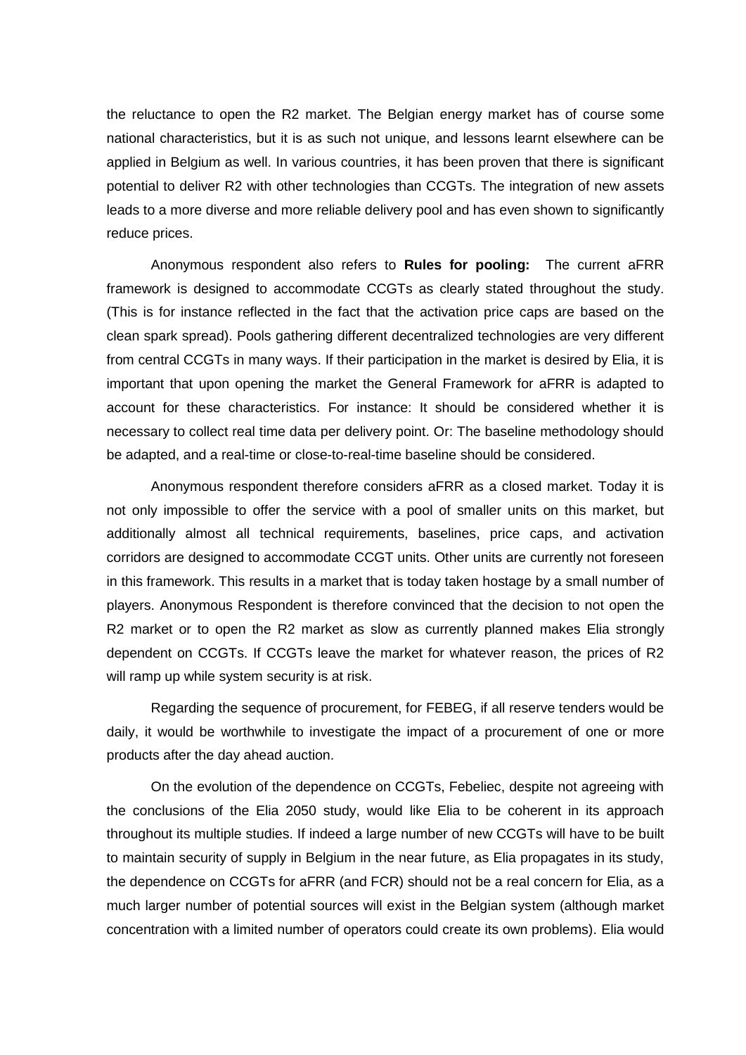the reluctance to open the R2 market. The Belgian energy market has of course some national characteristics, but it is as such not unique, and lessons learnt elsewhere can be applied in Belgium as well. In various countries, it has been proven that there is significant potential to deliver R2 with other technologies than CCGTs. The integration of new assets leads to a more diverse and more reliable delivery pool and has even shown to significantly reduce prices.

Anonymous respondent also refers to **Rules for pooling:** The current aFRR framework is designed to accommodate CCGTs as clearly stated throughout the study. (This is for instance reflected in the fact that the activation price caps are based on the clean spark spread). Pools gathering different decentralized technologies are very different from central CCGTs in many ways. If their participation in the market is desired by Elia, it is important that upon opening the market the General Framework for aFRR is adapted to account for these characteristics. For instance: It should be considered whether it is necessary to collect real time data per delivery point. Or: The baseline methodology should be adapted, and a real-time or close-to-real-time baseline should be considered.

Anonymous respondent therefore considers aFRR as a closed market. Today it is not only impossible to offer the service with a pool of smaller units on this market, but additionally almost all technical requirements, baselines, price caps, and activation corridors are designed to accommodate CCGT units. Other units are currently not foreseen in this framework. This results in a market that is today taken hostage by a small number of players. Anonymous Respondent is therefore convinced that the decision to not open the R2 market or to open the R2 market as slow as currently planned makes Elia strongly dependent on CCGTs. If CCGTs leave the market for whatever reason, the prices of R2 will ramp up while system security is at risk.

Regarding the sequence of procurement, for FEBEG, if all reserve tenders would be daily, it would be worthwhile to investigate the impact of a procurement of one or more products after the day ahead auction.

On the evolution of the dependence on CCGTs, Febeliec, despite not agreeing with the conclusions of the Elia 2050 study, would like Elia to be coherent in its approach throughout its multiple studies. If indeed a large number of new CCGTs will have to be built to maintain security of supply in Belgium in the near future, as Elia propagates in its study, the dependence on CCGTs for aFRR (and FCR) should not be a real concern for Elia, as a much larger number of potential sources will exist in the Belgian system (although market concentration with a limited number of operators could create its own problems). Elia would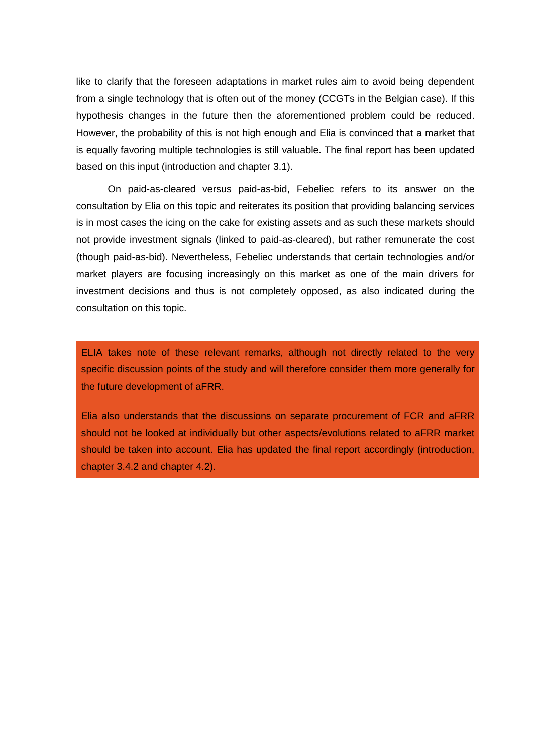like to clarify that the foreseen adaptations in market rules aim to avoid being dependent from a single technology that is often out of the money (CCGTs in the Belgian case). If this hypothesis changes in the future then the aforementioned problem could be reduced. However, the probability of this is not high enough and Elia is convinced that a market that is equally favoring multiple technologies is still valuable. The final report has been updated based on this input (introduction and chapter 3.1).

On paid-as-cleared versus paid-as-bid, Febeliec refers to its answer on the consultation by Elia on this topic and reiterates its position that providing balancing services is in most cases the icing on the cake for existing assets and as such these markets should not provide investment signals (linked to paid-as-cleared), but rather remunerate the cost (though paid-as-bid). Nevertheless, Febeliec understands that certain technologies and/or market players are focusing increasingly on this market as one of the main drivers for investment decisions and thus is not completely opposed, as also indicated during the consultation on this topic.

ELIA takes note of these relevant remarks, although not directly related to the very specific discussion points of the study and will therefore consider them more generally for the future development of aFRR.

Elia also understands that the discussions on separate procurement of FCR and aFRR should not be looked at individually but other aspects/evolutions related to aFRR market should be taken into account. Elia has updated the final report accordingly (introduction, chapter 3.4.2 and chapter 4.2).